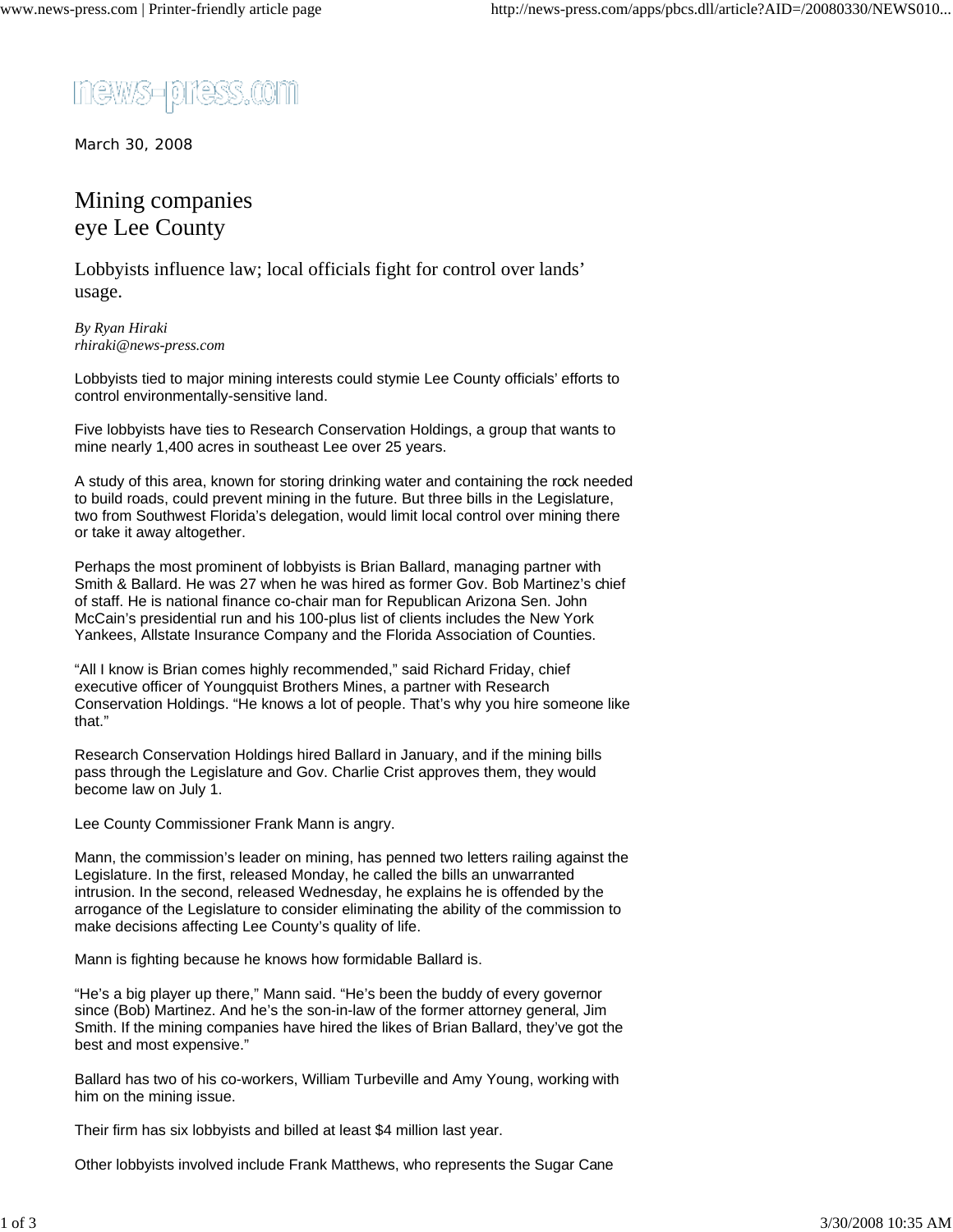news-press.com

March 30, 2008

# Mining companies eye Lee County

## Lobbyists influence law; local officials fight for control over lands' usage.

*By Ryan Hiraki*
*rhiraki@news-press.com*

Lobbyists tied to major mining interests could stymie Lee County officials' efforts to control environmentally-sensitive land.

Five lobbyists have ties to Research Conservation Holdings, a group that wants to mine nearly 1,400 acres in southeast Lee over 25 years.

A study of this area, known for storing drinking water and containing the rock needed to build roads, could prevent mining in the future. But three bills in the Legislature, two from Southwest Florida's delegation, would limit local control over mining there or take it away altogether.

Perhaps the most prominent of lobbyists is Brian Ballard, managing partner with Smith & Ballard. He was 27 when he was hired as former Gov. Bob Martinez's chief of staff. He is national finance co-chair man for Republican Arizona Sen. John McCain's presidential run and his 100-plus list of clients includes the New York Yankees, Allstate Insurance Company and the Florida Association of Counties.

"All I know is Brian comes highly recommended," said Richard Friday, chief executive officer of Youngquist Brothers Mines, a partner with Research Conservation Holdings. "He knows a lot of people. That's why you hire someone like that."

Research Conservation Holdings hired Ballard in January, and if the mining bills pass through the Legislature and Gov. Charlie Crist approves them, they would become law on July 1.

Lee County Commissioner Frank Mann is angry.

Mann, the commission's leader on mining, has penned two letters railing against the Legislature. In the first, released Monday, he called the bills an unwarranted intrusion. In the second, released Wednesday, he explains he is offended by the arrogance of the Legislature to consider eliminating the ability of the commission to make decisions affecting Lee County's quality of life.

Mann is fighting because he knows how formidable Ballard is.

"He's a big player up there," Mann said. "He's been the buddy of every governor since (Bob) Martinez. And he's the son-in-law of the former attorney general, Jim Smith. If the mining companies have hired the likes of Brian Ballard, they've got the best and most expensive."

Ballard has two of his co-workers, William Turbeville and Amy Young, working with him on the mining issue.

Their firm has six lobbyists and billed at least $4 million last year.

Other lobbyists involved include Frank Matthews, who represents the Sugar Cane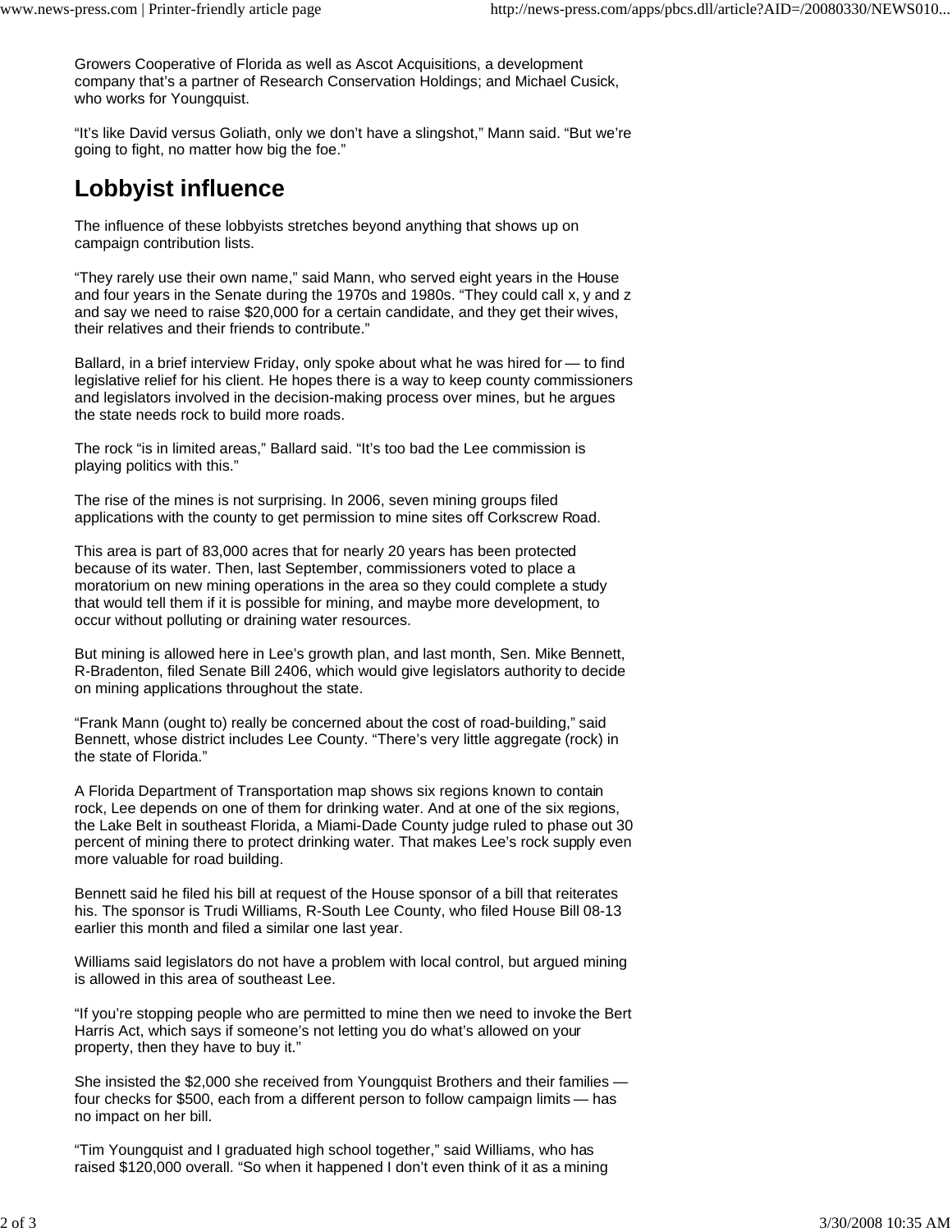Growers Cooperative of Florida as well as Ascot Acquisitions, a development company that's a partner of Research Conservation Holdings; and Michael Cusick, who works for Youngquist.

"It's like David versus Goliath, only we don't have a slingshot," Mann said. "But we're going to fight, no matter how big the foe."

## Lobbyist influence

The influence of these lobbyists stretches beyond anything that shows up on campaign contribution lists.

"They rarely use their own name," said Mann, who served eight years in the House and four years in the Senate during the 1970s and 1980s. "They could call x, y and z and say we need to raise $20,000 for a certain candidate, and they get their wives, their relatives and their friends to contribute."

Ballard, in a brief interview Friday, only spoke about what he was hired for — to find legislative relief for his client. He hopes there is a way to keep county commissioners and legislators involved in the decision-making process over mines, but he argues the state needs rock to build more roads.

The rock "is in limited areas," Ballard said. "It's too bad the Lee commission is playing politics with this."

The rise of the mines is not surprising. In 2006, seven mining groups filed applications with the county to get permission to mine sites off Corkscrew Road.

This area is part of 83,000 acres that for nearly 20 years has been protected because of its water. Then, last September, commissioners voted to place a moratorium on new mining operations in the area so they could complete a study that would tell them if it is possible for mining, and maybe more development, to occur without polluting or draining water resources.

But mining is allowed here in Lee's growth plan, and last month, Sen. Mike Bennett, R-Bradenton, filed Senate Bill 2406, which would give legislators authority to decide on mining applications throughout the state.

"Frank Mann (ought to) really be concerned about the cost of road-building," said Bennett, whose district includes Lee County. "There's very little aggregate (rock) in the state of Florida."

A Florida Department of Transportation map shows six regions known to contain rock, Lee depends on one of them for drinking water. And at one of the six regions, the Lake Belt in southeast Florida, a Miami-Dade County judge ruled to phase out 30 percent of mining there to protect drinking water. That makes Lee's rock supply even more valuable for road building.

Bennett said he filed his bill at request of the House sponsor of a bill that reiterates his. The sponsor is Trudi Williams, R-South Lee County, who filed House Bill 08-13 earlier this month and filed a similar one last year.

Williams said legislators do not have a problem with local control, but argued mining is allowed in this area of southeast Lee.

"If you're stopping people who are permitted to mine then we need to invoke the Bert Harris Act, which says if someone's not letting you do what's allowed on your property, then they have to buy it."

She insisted the $2,000 she received from Youngquist Brothers and their families — four checks for $500, each from a different person to follow campaign limits — has no impact on her bill.

"Tim Youngquist and I graduated high school together," said Williams, who has raised $120,000 overall. "So when it happened I don't even think of it as a mining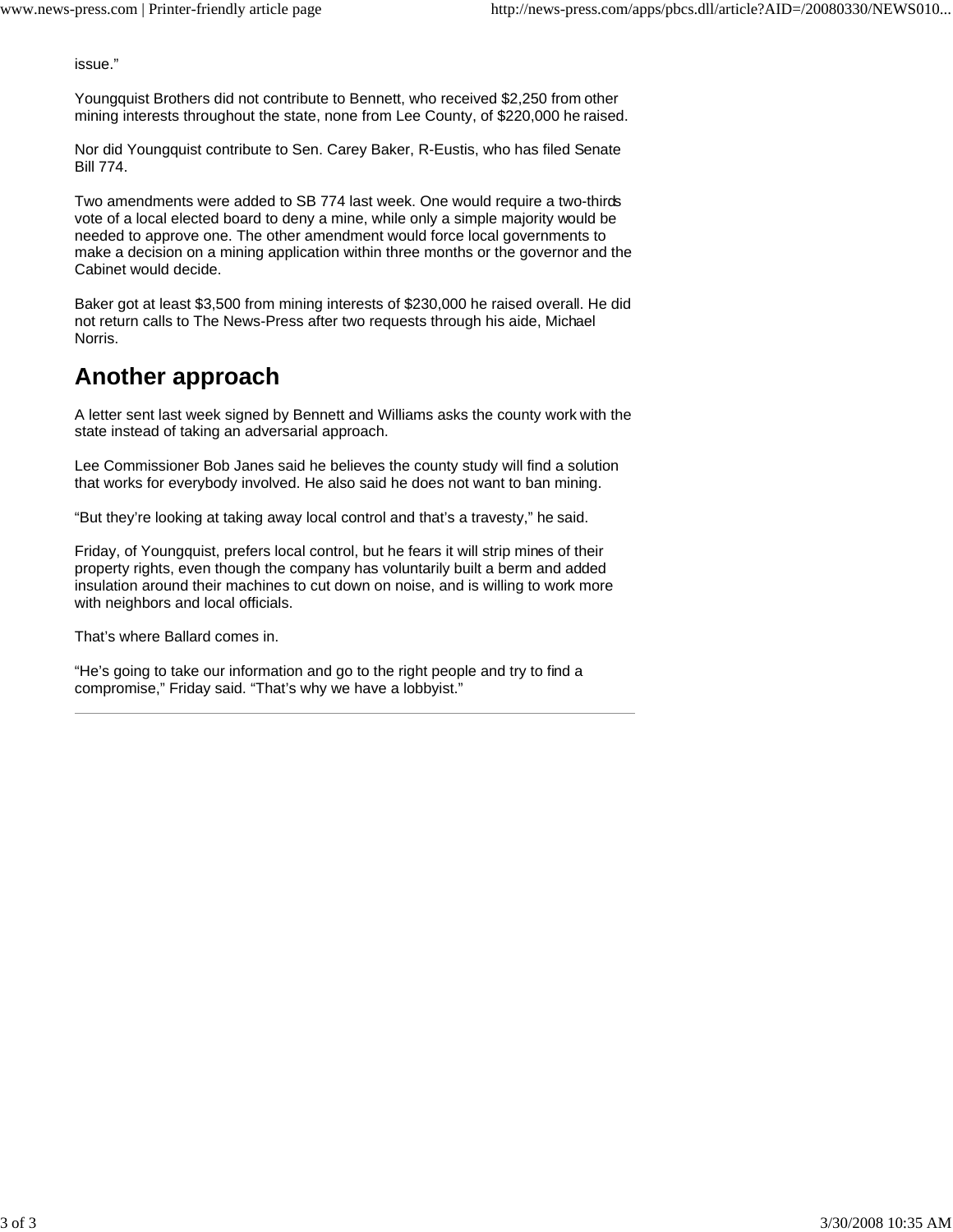issue."

Youngquist Brothers did not contribute to Bennett, who received $2,250 from other mining interests throughout the state, none from Lee County, of $220,000 he raised.

Nor did Youngquist contribute to Sen. Carey Baker, R-Eustis, who has filed Senate Bill 774.

Two amendments were added to SB 774 last week. One would require a two-thirds vote of a local elected board to deny a mine, while only a simple majority would be needed to approve one. The other amendment would force local governments to make a decision on a mining application within three months or the governor and the Cabinet would decide.

Baker got at least $3,500 from mining interests of $230,000 he raised overall. He did not return calls to The News-Press after two requests through his aide, Michael Norris.

## Another approach

A letter sent last week signed by Bennett and Williams asks the county work with the state instead of taking an adversarial approach.

Lee Commissioner Bob Janes said he believes the county study will find a solution that works for everybody involved. He also said he does not want to ban mining.

"But they're looking at taking away local control and that's a travesty," he said.

Friday, of Youngquist, prefers local control, but he fears it will strip mines of their property rights, even though the company has voluntarily built a berm and added insulation around their machines to cut down on noise, and is willing to work more with neighbors and local officials.

That's where Ballard comes in.

"He's going to take our information and go to the right people and try to find a compromise," Friday said. "That's why we have a lobbyist."